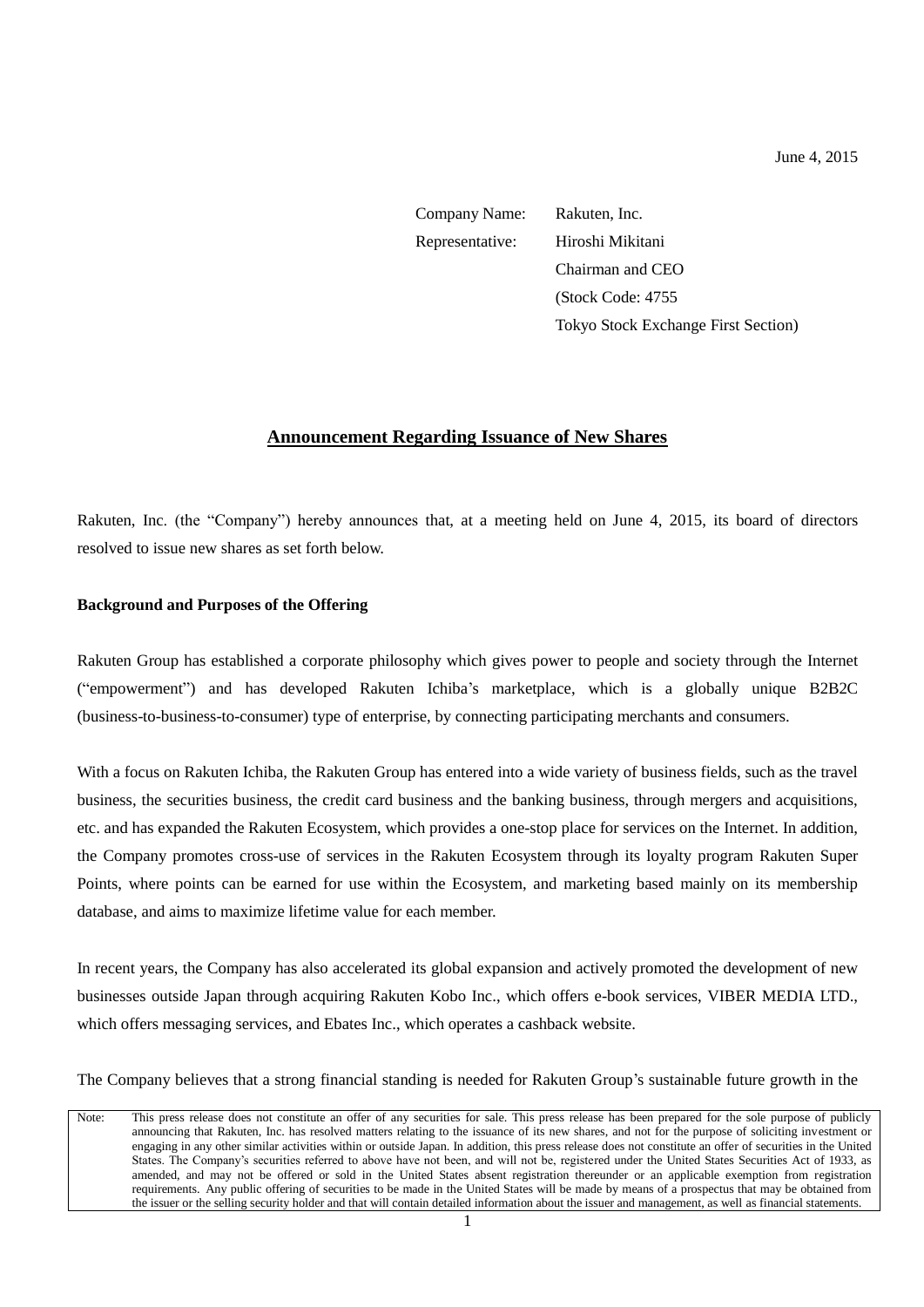June 4, 2015

Company Name: Rakuten, Inc.
Representative: Hiroshi Mikitani
Chairman and CEO
(Stock Code: 4755
Tokyo Stock Exchange First Section)

# Announcement Regarding Issuance of New Shares

Rakuten, Inc. (the "Company") hereby announces that, at a meeting held on June 4, 2015, its board of directors resolved to issue new shares as set forth below.

**Background and Purposes of the Offering**

Rakuten Group has established a corporate philosophy which gives power to people and society through the Internet ("empowerment") and has developed Rakuten Ichiba's marketplace, which is a globally unique B2B2C (business-to-business-to-consumer) type of enterprise, by connecting participating merchants and consumers.

With a focus on Rakuten Ichiba, the Rakuten Group has entered into a wide variety of business fields, such as the travel business, the securities business, the credit card business and the banking business, through mergers and acquisitions, etc. and has expanded the Rakuten Ecosystem, which provides a one-stop place for services on the Internet. In addition, the Company promotes cross-use of services in the Rakuten Ecosystem through its loyalty program Rakuten Super Points, where points can be earned for use within the Ecosystem, and marketing based mainly on its membership database, and aims to maximize lifetime value for each member.

In recent years, the Company has also accelerated its global expansion and actively promoted the development of new businesses outside Japan through acquiring Rakuten Kobo Inc., which offers e-book services, VIBER MEDIA LTD., which offers messaging services, and Ebates Inc., which operates a cashback website.

The Company believes that a strong financial standing is needed for Rakuten Group's sustainable future growth in the

Note: This press release does not constitute an offer of any securities for sale. This press release has been prepared for the sole purpose of publicly announcing that Rakuten, Inc. has resolved matters relating to the issuance of its new shares, and not for the purpose of soliciting investment or engaging in any other similar activities within or outside Japan. In addition, this press release does not constitute an offer of securities in the United States. The Company's securities referred to above have not been, and will not be, registered under the United States Securities Act of 1933, as amended, and may not be offered or sold in the United States absent registration thereunder or an applicable exemption from registration requirements. Any public offering of securities to be made in the United States will be made by means of a prospectus that may be obtained from the issuer or the selling security holder and that will contain detailed information about the issuer and management, as well as financial statements.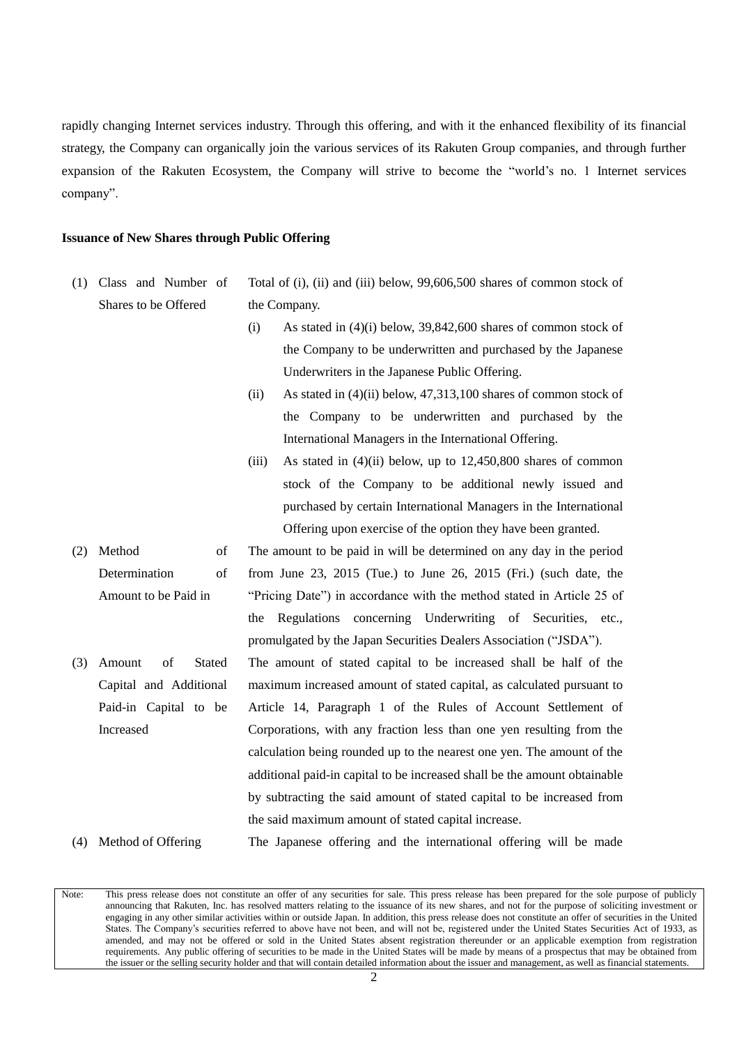rapidly changing Internet services industry. Through this offering, and with it the enhanced flexibility of its financial strategy, the Company can organically join the various services of its Rakuten Group companies, and through further expansion of the Rakuten Ecosystem, the Company will strive to become the "world's no. 1 Internet services company".

**Issuance of New Shares through Public Offering**

(1) Class and Number of Shares to be Offered

Total of (i), (ii) and (iii) below, 99,606,500 shares of common stock of the Company.

- (i) As stated in (4)(i) below, 39,842,600 shares of common stock of the Company to be underwritten and purchased by the Japanese Underwriters in the Japanese Public Offering.
- (ii) As stated in (4)(ii) below, 47,313,100 shares of common stock of the Company to be underwritten and purchased by the International Managers in the International Offering.
- (iii) As stated in (4)(ii) below, up to 12,450,800 shares of common stock of the Company to be additional newly issued and purchased by certain International Managers in the International Offering upon exercise of the option they have been granted.

(2) Method of Determination of Amount to be Paid in

The amount to be paid in will be determined on any day in the period from June 23, 2015 (Tue.) to June 26, 2015 (Fri.) (such date, the "Pricing Date") in accordance with the method stated in Article 25 of the Regulations concerning Underwriting of Securities, etc., promulgated by the Japan Securities Dealers Association ("JSDA").

(3) Amount of Stated Capital and Additional Paid-in Capital to be Increased

The amount of stated capital to be increased shall be half of the maximum increased amount of stated capital, as calculated pursuant to Article 14, Paragraph 1 of the Rules of Account Settlement of Corporations, with any fraction less than one yen resulting from the calculation being rounded up to the nearest one yen. The amount of the additional paid-in capital to be increased shall be the amount obtainable by subtracting the said amount of stated capital to be increased from the said maximum amount of stated capital increase.

(4) Method of Offering

The Japanese offering and the international offering will be made

Note: This press release does not constitute an offer of any securities for sale. This press release has been prepared for the sole purpose of publicly announcing that Rakuten, Inc. has resolved matters relating to the issuance of its new shares, and not for the purpose of soliciting investment or engaging in any other similar activities within or outside Japan. In addition, this press release does not constitute an offer of securities in the United States. The Company's securities referred to above have not been, and will not be, registered under the United States Securities Act of 1933, as amended, and may not be offered or sold in the United States absent registration thereunder or an applicable exemption from registration requirements. Any public offering of securities to be made in the United States will be made by means of a prospectus that may be obtained from the issuer or the selling security holder and that will contain detailed information about the issuer and management, as well as financial statements.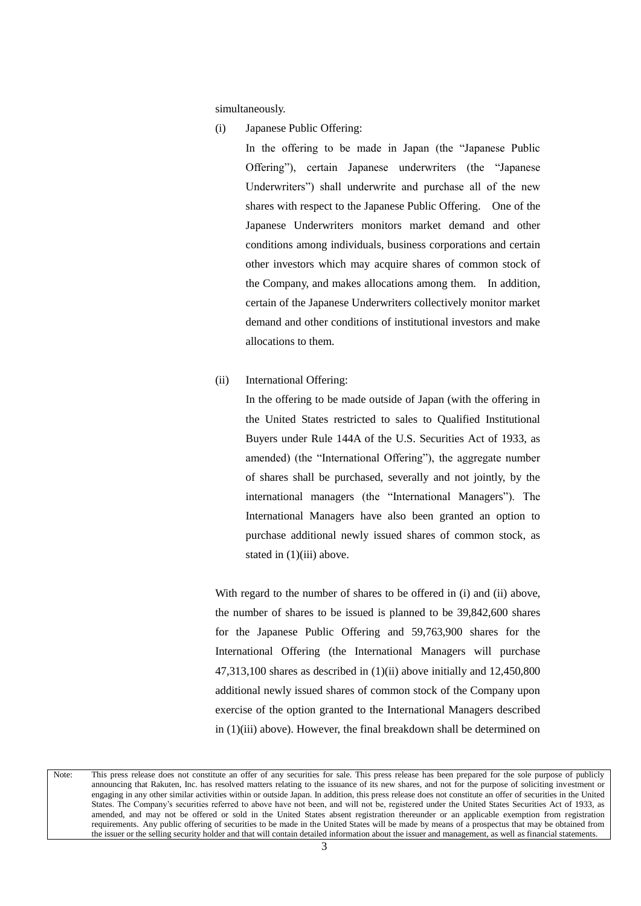simultaneously.

(i) Japanese Public Offering:

In the offering to be made in Japan (the "Japanese Public Offering"), certain Japanese underwriters (the "Japanese Underwriters") shall underwrite and purchase all of the new shares with respect to the Japanese Public Offering. One of the Japanese Underwriters monitors market demand and other conditions among individuals, business corporations and certain other investors which may acquire shares of common stock of the Company, and makes allocations among them. In addition, certain of the Japanese Underwriters collectively monitor market demand and other conditions of institutional investors and make allocations to them.

(ii) International Offering:

In the offering to be made outside of Japan (with the offering in the United States restricted to sales to Qualified Institutional Buyers under Rule 144A of the U.S. Securities Act of 1933, as amended) (the "International Offering"), the aggregate number of shares shall be purchased, severally and not jointly, by the international managers (the "International Managers"). The International Managers have also been granted an option to purchase additional newly issued shares of common stock, as stated in (1)(iii) above.

With regard to the number of shares to be offered in (i) and (ii) above, the number of shares to be issued is planned to be 39,842,600 shares for the Japanese Public Offering and 59,763,900 shares for the International Offering (the International Managers will purchase 47,313,100 shares as described in (1)(ii) above initially and 12,450,800 additional newly issued shares of common stock of the Company upon exercise of the option granted to the International Managers described in (1)(iii) above). However, the final breakdown shall be determined on

Note: This press release does not constitute an offer of any securities for sale. This press release has been prepared for the sole purpose of publicly announcing that Rakuten, Inc. has resolved matters relating to the issuance of its new shares, and not for the purpose of soliciting investment or engaging in any other similar activities within or outside Japan. In addition, this press release does not constitute an offer of securities in the United States. The Company's securities referred to above have not been, and will not be, registered under the United States Securities Act of 1933, as amended, and may not be offered or sold in the United States absent registration thereunder or an applicable exemption from registration requirements. Any public offering of securities to be made in the United States will be made by means of a prospectus that may be obtained from the issuer or the selling security holder and that will contain detailed information about the issuer and management, as well as financial statements.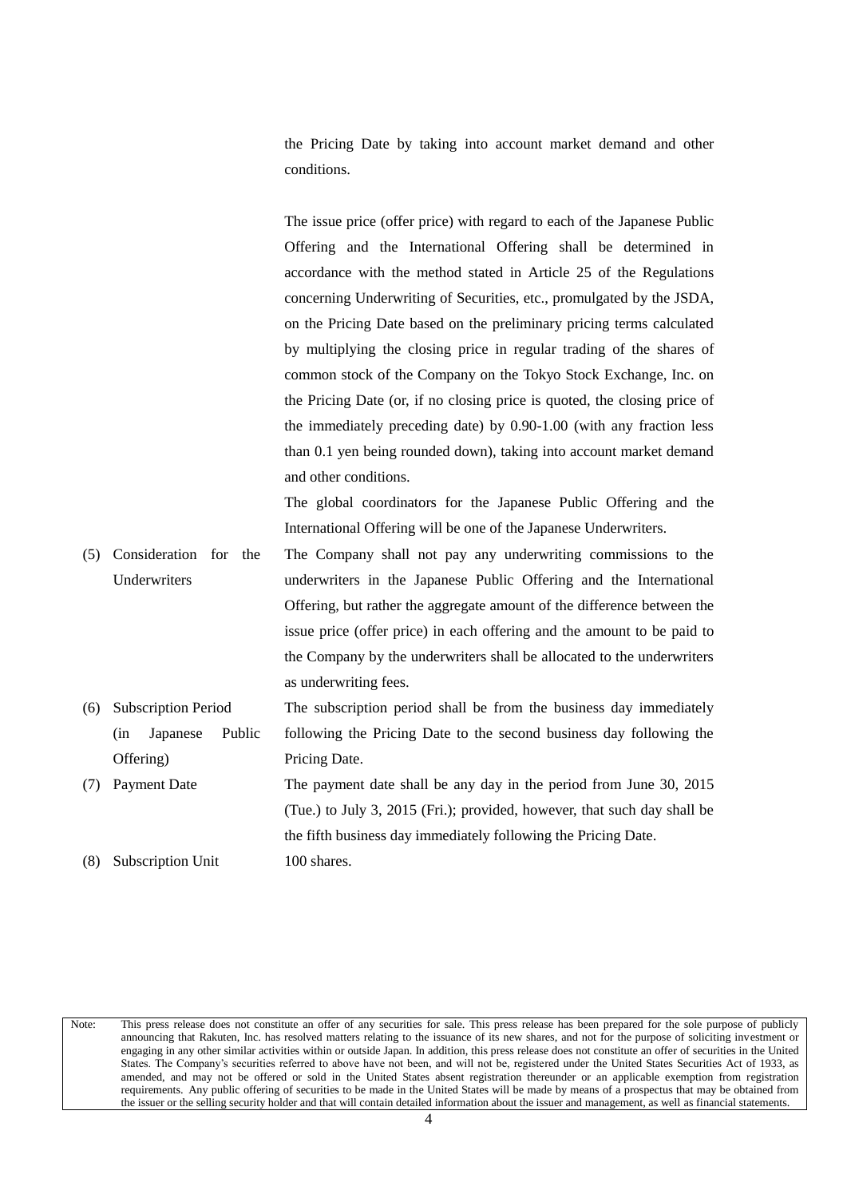the Pricing Date by taking into account market demand and other conditions.

The issue price (offer price) with regard to each of the Japanese Public Offering and the International Offering shall be determined in accordance with the method stated in Article 25 of the Regulations concerning Underwriting of Securities, etc., promulgated by the JSDA, on the Pricing Date based on the preliminary pricing terms calculated by multiplying the closing price in regular trading of the shares of common stock of the Company on the Tokyo Stock Exchange, Inc. on the Pricing Date (or, if no closing price is quoted, the closing price of the immediately preceding date) by 0.90-1.00 (with any fraction less than 0.1 yen being rounded down), taking into account market demand and other conditions.

The global coordinators for the Japanese Public Offering and the International Offering will be one of the Japanese Underwriters.

| | | |
|---|---|---|
| (5) | Consideration for the Underwriters | The Company shall not pay any underwriting commissions to the underwriters in the Japanese Public Offering and the International Offering, but rather the aggregate amount of the difference between the issue price (offer price) in each offering and the amount to be paid to the Company by the underwriters shall be allocated to the underwriters as underwriting fees. |
| (6) | Subscription Period (in Japanese Public Offering) | The subscription period shall be from the business day immediately following the Pricing Date to the second business day following the Pricing Date. |
| (7) | Payment Date | The payment date shall be any day in the period from June 30, 2015 (Tue.) to July 3, 2015 (Fri.); provided, however, that such day shall be the fifth business day immediately following the Pricing Date. |
| (8) | Subscription Unit | 100 shares. |

Note: This press release does not constitute an offer of any securities for sale. This press release has been prepared for the sole purpose of publicly announcing that Rakuten, Inc. has resolved matters relating to the issuance of its new shares, and not for the purpose of soliciting investment or engaging in any other similar activities within or outside Japan. In addition, this press release does not constitute an offer of securities in the United States. The Company's securities referred to above have not been, and will not be, registered under the United States Securities Act of 1933, as amended, and may not be offered or sold in the United States absent registration thereunder or an applicable exemption from registration requirements. Any public offering of securities to be made in the United States will be made by means of a prospectus that may be obtained from the issuer or the selling security holder and that will contain detailed information about the issuer and management, as well as financial statements.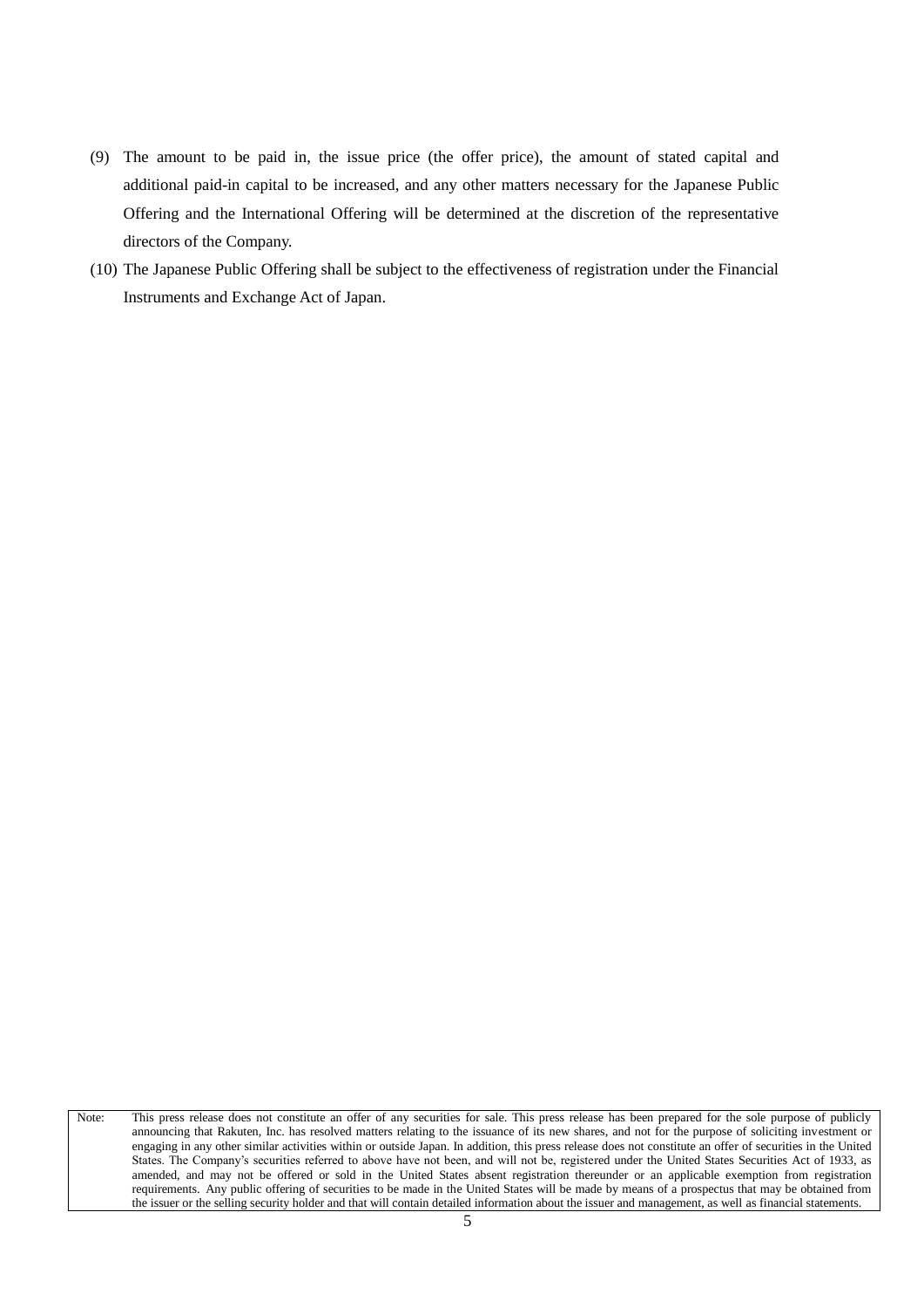(9) The amount to be paid in, the issue price (the offer price), the amount of stated capital and additional paid-in capital to be increased, and any other matters necessary for the Japanese Public Offering and the International Offering will be determined at the discretion of the representative directors of the Company.

(10) The Japanese Public Offering shall be subject to the effectiveness of registration under the Financial Instruments and Exchange Act of Japan.

Note: This press release does not constitute an offer of any securities for sale. This press release has been prepared for the sole purpose of publicly announcing that Rakuten, Inc. has resolved matters relating to the issuance of its new shares, and not for the purpose of soliciting investment or engaging in any other similar activities within or outside Japan. In addition, this press release does not constitute an offer of securities in the United States. The Company's securities referred to above have not been, and will not be, registered under the United States Securities Act of 1933, as amended, and may not be offered or sold in the United States absent registration thereunder or an applicable exemption from registration requirements. Any public offering of securities to be made in the United States will be made by means of a prospectus that may be obtained from the issuer or the selling security holder and that will contain detailed information about the issuer and management, as well as financial statements.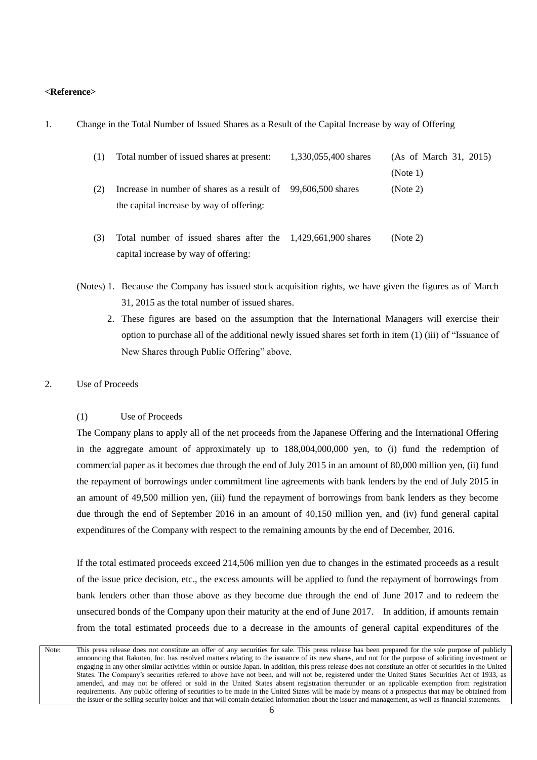**<Reference>**

1. Change in the Total Number of Issued Shares as a Result of the Capital Increase by way of Offering

| | | | |
|---|---|---|---|
| (1) | Total number of issued shares at present: | 1,330,055,400 shares | (As of March 31, 2015) (Note 1) |
| (2) | Increase in number of shares as a result of the capital increase by way of offering: | 99,606,500 shares | (Note 2) |
| (3) | Total number of issued shares after the capital increase by way of offering: | 1,429,661,900 shares | (Note 2) |

(Notes) 1. Because the Company has issued stock acquisition rights, we have given the figures as of March 31, 2015 as the total number of issued shares.

2. These figures are based on the assumption that the International Managers will exercise their option to purchase all of the additional newly issued shares set forth in item (1) (iii) of "Issuance of New Shares through Public Offering" above.

2. Use of Proceeds

(1) Use of Proceeds

The Company plans to apply all of the net proceeds from the Japanese Offering and the International Offering in the aggregate amount of approximately up to 188,004,000,000 yen, to (i) fund the redemption of commercial paper as it becomes due through the end of July 2015 in an amount of 80,000 million yen, (ii) fund the repayment of borrowings under commitment line agreements with bank lenders by the end of July 2015 in an amount of 49,500 million yen, (iii) fund the repayment of borrowings from bank lenders as they become due through the end of September 2016 in an amount of 40,150 million yen, and (iv) fund general capital expenditures of the Company with respect to the remaining amounts by the end of December, 2016.

If the total estimated proceeds exceed 214,506 million yen due to changes in the estimated proceeds as a result of the issue price decision, etc., the excess amounts will be applied to fund the repayment of borrowings from bank lenders other than those above as they become due through the end of June 2017 and to redeem the unsecured bonds of the Company upon their maturity at the end of June 2017. In addition, if amounts remain from the total estimated proceeds due to a decrease in the amounts of general capital expenditures of the

Note: This press release does not constitute an offer of any securities for sale. This press release has been prepared for the sole purpose of publicly announcing that Rakuten, Inc. has resolved matters relating to the issuance of its new shares, and not for the purpose of soliciting investment or engaging in any other similar activities within or outside Japan. In addition, this press release does not constitute an offer of securities in the United States. The Company's securities referred to above have not been, and will not be, registered under the United States Securities Act of 1933, as amended, and may not be offered or sold in the United States absent registration thereunder or an applicable exemption from registration requirements. Any public offering of securities to be made in the United States will be made by means of a prospectus that may be obtained from the issuer or the selling security holder and that will contain detailed information about the issuer and management, as well as financial statements.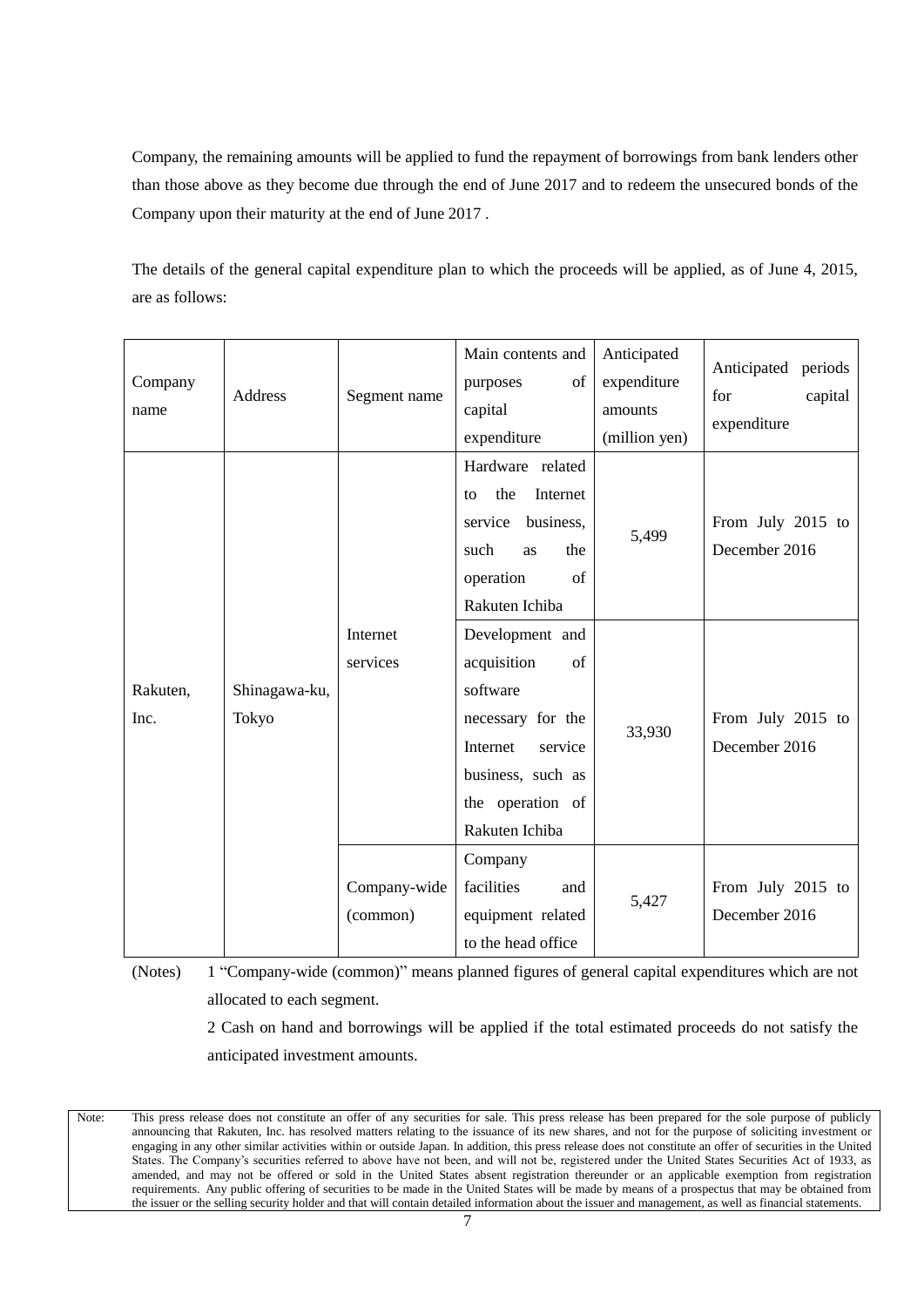Company, the remaining amounts will be applied to fund the repayment of borrowings from bank lenders other than those above as they become due through the end of June 2017 and to redeem the unsecured bonds of the Company upon their maturity at the end of June 2017 .

The details of the general capital expenditure plan to which the proceeds will be applied, as of June 4, 2015, are as follows:

| Company name | Address | Segment name | Main contents and purposes of capital expenditure | Anticipated expenditure amounts (million yen) | Anticipated periods for capital expenditure |
|---|---|---|---|---|---|
| Rakuten, Inc. | Shinagawa-ku, Tokyo | Internet services | Hardware related to the Internet service business, such as the operation of Rakuten Ichiba | 5,499 | From July 2015 to December 2016 |
| | | | Development and acquisition of software necessary for the Internet service business, such as the operation of Rakuten Ichiba | 33,930 | From July 2015 to December 2016 |
| | | Company-wide (common) | Company facilities and equipment related to the head office | 5,427 | From July 2015 to December 2016 |

(Notes) 1 "Company-wide (common)" means planned figures of general capital expenditures which are not allocated to each segment.

2 Cash on hand and borrowings will be applied if the total estimated proceeds do not satisfy the anticipated investment amounts.

Note: This press release does not constitute an offer of any securities for sale. This press release has been prepared for the sole purpose of publicly announcing that Rakuten, Inc. has resolved matters relating to the issuance of its new shares, and not for the purpose of soliciting investment or engaging in any other similar activities within or outside Japan. In addition, this press release does not constitute an offer of securities in the United States. The Company's securities referred to above have not been, and will not be, registered under the United States Securities Act of 1933, as amended, and may not be offered or sold in the United States absent registration thereunder or an applicable exemption from registration requirements. Any public offering of securities to be made in the United States will be made by means of a prospectus that may be obtained from the issuer or the selling security holder and that will contain detailed information about the issuer and management, as well as financial statements.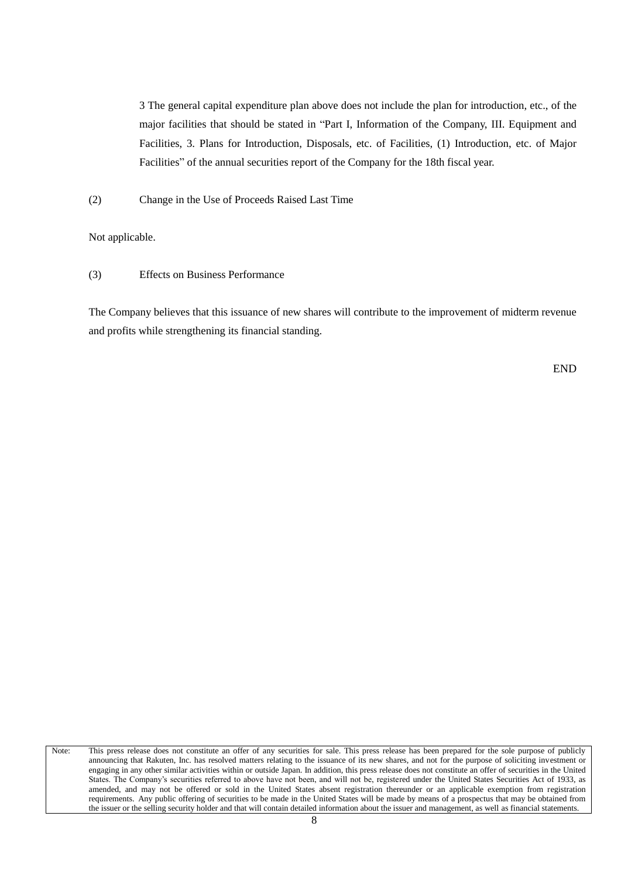3 The general capital expenditure plan above does not include the plan for introduction, etc., of the major facilities that should be stated in "Part I, Information of the Company, III. Equipment and Facilities, 3. Plans for Introduction, Disposals, etc. of Facilities, (1) Introduction, etc. of Major Facilities" of the annual securities report of the Company for the 18th fiscal year.

(2) Change in the Use of Proceeds Raised Last Time

Not applicable.

(3) Effects on Business Performance

The Company believes that this issuance of new shares will contribute to the improvement of midterm revenue and profits while strengthening its financial standing.

END

| Note: | This press release does not constitute an offer of any securities for sale. This press release has been prepared for the sole purpose of publicly announcing that Rakuten, Inc. has resolved matters relating to the issuance of its new shares, and not for the purpose of soliciting investment or engaging in any other similar activities within or outside Japan. In addition, this press release does not constitute an offer of securities in the United States. The Company's securities referred to above have not been, and will not be, registered under the United States Securities Act of 1933, as amended, and may not be offered or sold in the United States absent registration thereunder or an applicable exemption from registration requirements. Any public offering of securities to be made in the United States will be made by means of a prospectus that may be obtained from the issuer or the selling security holder and that will contain detailed information about the issuer and management, as well as financial statements. |
|---|---|